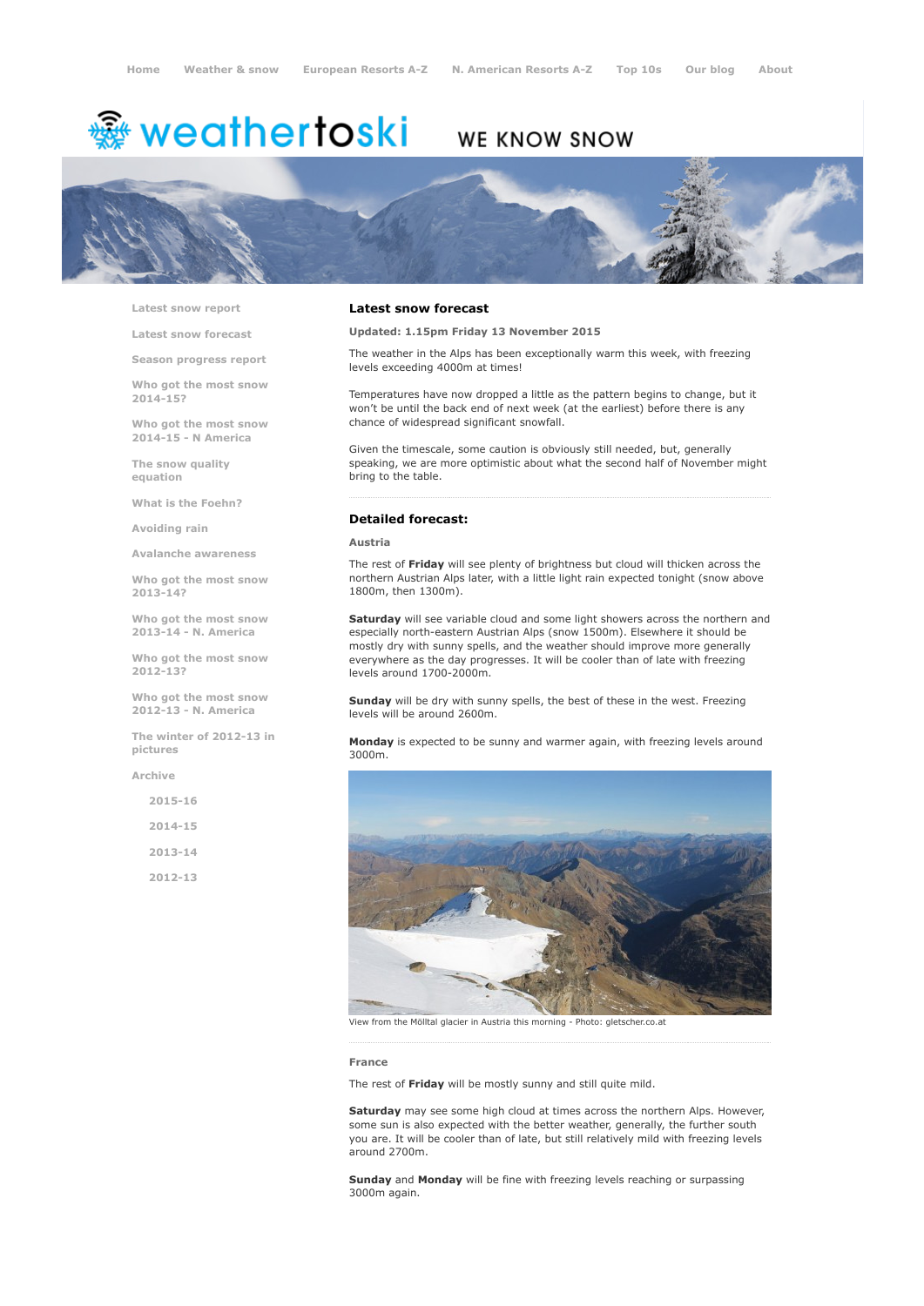Home | Weather & snow | European Resorts A-Z | N. American Resorts A-Z | Top 10s | Our blog | About

weathertoski WE KNOW SNOW

- Latest snow report
- Latest snow forecast
- Season progress report
- Who got the most snow 2014-15?
- Who got the most snow 2014-15 - N America
- The snow quality equation
- What is the Foehn?
- Avoiding rain
- Avalanche awareness
- Who got the most snow 2013-14?
- Who got the most snow 2013-14 - N. America
- Who got the most snow 2012-13?
- Who got the most snow 2012-13 - N. America
- The winter of 2012-13 in pictures
- Archive
  - 2015-16
  - 2014-15
  - 2013-14
  - 2012-13

## Latest snow forecast

**Updated: 1.15pm Friday 13 November 2015**

The weather in the Alps has been exceptionally warm this week, with freezing levels exceeding 4000m at times!

Temperatures have now dropped a little as the pattern begins to change, but it won't be until the back end of next week (at the earliest) before there is any chance of widespread significant snowfall.

Given the timescale, some caution is obviously still needed, but, generally speaking, we are more optimistic about what the second half of November might bring to the table.

### Detailed forecast:

#### Austria

The rest of **Friday** will see plenty of brightness but cloud will thicken across the northern Austrian Alps later, with a little light rain expected tonight (snow above 1800m, then 1300m).

**Saturday** will see variable cloud and some light showers across the northern and especially north-eastern Austrian Alps (snow 1500m). Elsewhere it should be mostly dry with sunny spells, and the weather should improve more generally everywhere as the day progresses. It will be cooler than of late with freezing levels around 1700-2000m.

**Sunday** will be dry with sunny spells, the best of these in the west. Freezing levels will be around 2600m.

**Monday** is expected to be sunny and warmer again, with freezing levels around 3000m.

View from the Mölltal glacier in Austria this morning - Photo: gletscher.co.at

#### France

The rest of **Friday** will be mostly sunny and still quite mild.

**Saturday** may see some high cloud at times across the northern Alps. However, some sun is also expected with the better weather, generally, the further south you are. It will be cooler than of late, but still relatively mild with freezing levels around 2700m.

**Sunday** and **Monday** will be fine with freezing levels reaching or surpassing 3000m again.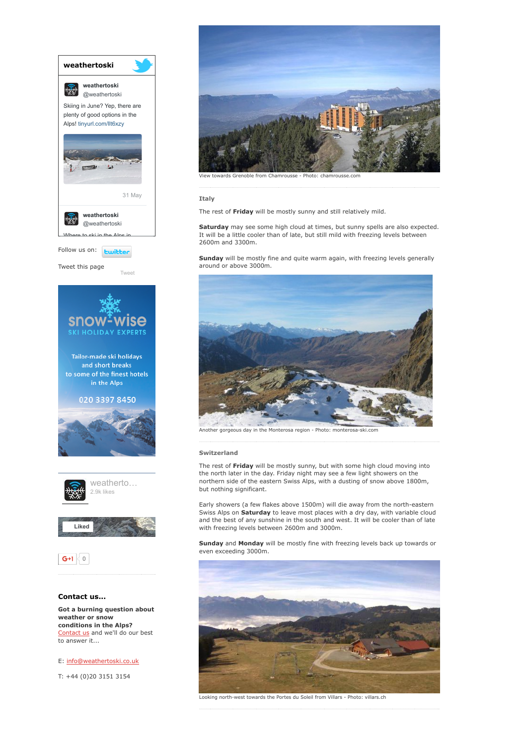View towards Grenoble from Chamrousse - Photo: chamrousse.com

### Italy

The rest of **Friday** will be mostly sunny and still relatively mild.

**Saturday** may see some high cloud at times, but sunny spells are also expected. It will be a little cooler than of late, but still mild with freezing levels between 2600m and 3300m.

**Sunday** will be mostly fine and quite warm again, with freezing levels generally around or above 3000m.

Another gorgeous day in the Monterosa region - Photo: monterosa-ski.com

### Switzerland

The rest of **Friday** will be mostly sunny, but with some high cloud moving into the north later in the day. Friday night may see a few light showers on the northern side of the eastern Swiss Alps, with a dusting of snow above 1800m, but nothing significant.

Early showers (a few flakes above 1500m) will die away from the north-eastern Swiss Alps on **Saturday** to leave most places with a dry day, with variable cloud and the best of any sunshine in the south and west. It will be cooler than of late with freezing levels between 2600m and 3000m.

**Sunday** and **Monday** will be mostly fine with freezing levels back up towards or even exceeding 3000m.

Looking north-west towards the Portes du Soleil from Villars - Photo: villars.ch

**weathertoski**

weathertoski
@weathertoski

Skiing in June? Yep, there are plenty of good options in the Alps! tinyurl.com/llt6xzy

31 May

weathertoski
@weathertoski

Where to ski in the Alps in

Follow us on: twitter

Tweet this page

Tweet

snow-wise
SKI HOLIDAY EXPERTS

Tailor-made ski holidays and short breaks to some of the finest hotels in the Alps

020 3397 8450

weatherto...
2.9k likes

Liked

G+1 0

### Contact us...

**Got a burning question about weather or snow conditions in the Alps?**
Contact us and we'll do our best to answer it...

E: info@weathertoski.co.uk

T: +44 (0)20 3151 3154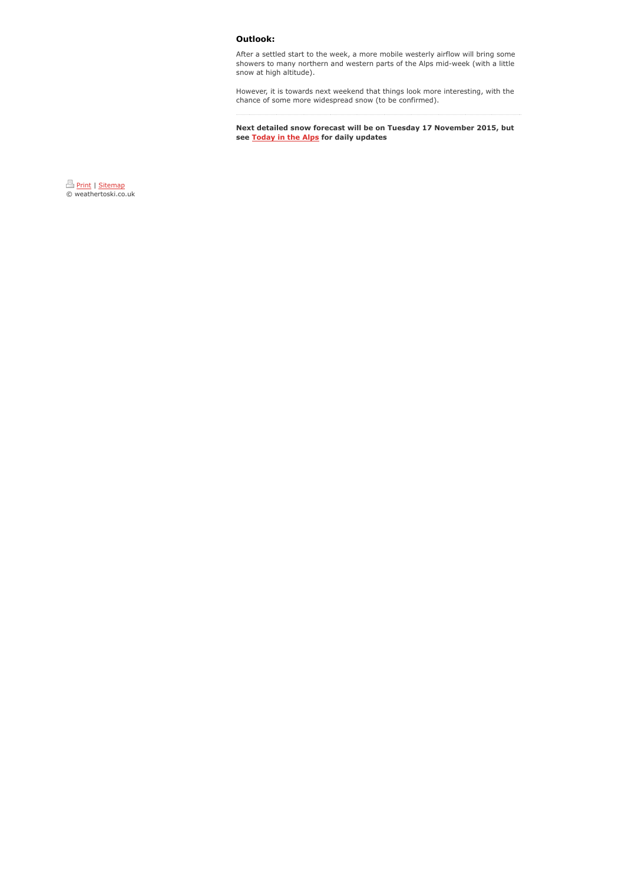### Outlook:

After a settled start to the week, a more mobile westerly airflow will bring some showers to many northern and western parts of the Alps mid-week (with a little snow at high altitude).

However, it is towards next weekend that things look more interesting, with the chance of some more widespread snow (to be confirmed).

---

**Next detailed snow forecast will be on Tuesday 17 November 2015, but see Today in the Alps for daily updates**

Print | Sitemap
© weathertoski.co.uk